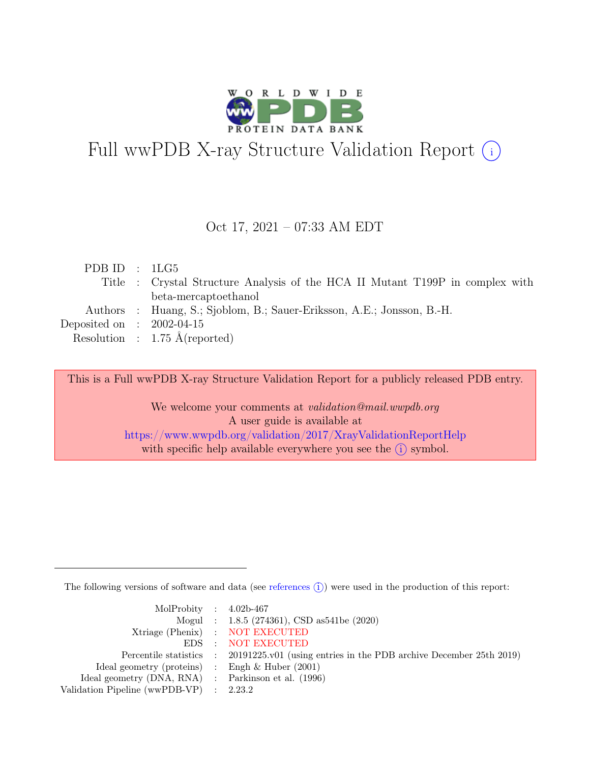# Full wwPDB X-ray Structure Validation Report (i)

Oct 17, 2021 – 07:33 AM EDT

| | | |
|---|---|---|
| PDB ID | : | 1LG5 |
| Title | : | Crystal Structure Analysis of the HCA II Mutant T199P in complex with beta-mercaptoethanol |
| Authors | : | Huang, S.; Sjoblom, B.; Sauer-Eriksson, A.E.; Jonsson, B.-H. |
| Deposited on | : | 2002-04-15 |
| Resolution | : | 1.75 Å(reported) |

This is a Full wwPDB X-ray Structure Validation Report for a publicly released PDB entry.

We welcome your comments at *validation@mail.wwpdb.org*
A user guide is available at
https://www.wwpdb.org/validation/2017/XrayValidationReportHelp
with specific help available everywhere you see the (i) symbol.

---

The following versions of software and data (see references (i)) were used in the production of this report:

| | | |
|---|---|---|
| MolProbity | : | 4.02b-467 |
| Mogul | : | 1.8.5 (274361), CSD as541be (2020) |
| Xtriage (Phenix) | : | NOT EXECUTED |
| EDS | : | NOT EXECUTED |
| Percentile statistics | : | 20191225.v01 (using entries in the PDB archive December 25th 2019) |
| Ideal geometry (proteins) | : | Engh & Huber (2001) |
| Ideal geometry (DNA, RNA) | : | Parkinson et al. (1996) |
| Validation Pipeline (wwPDB-VP) | : | 2.23.2 |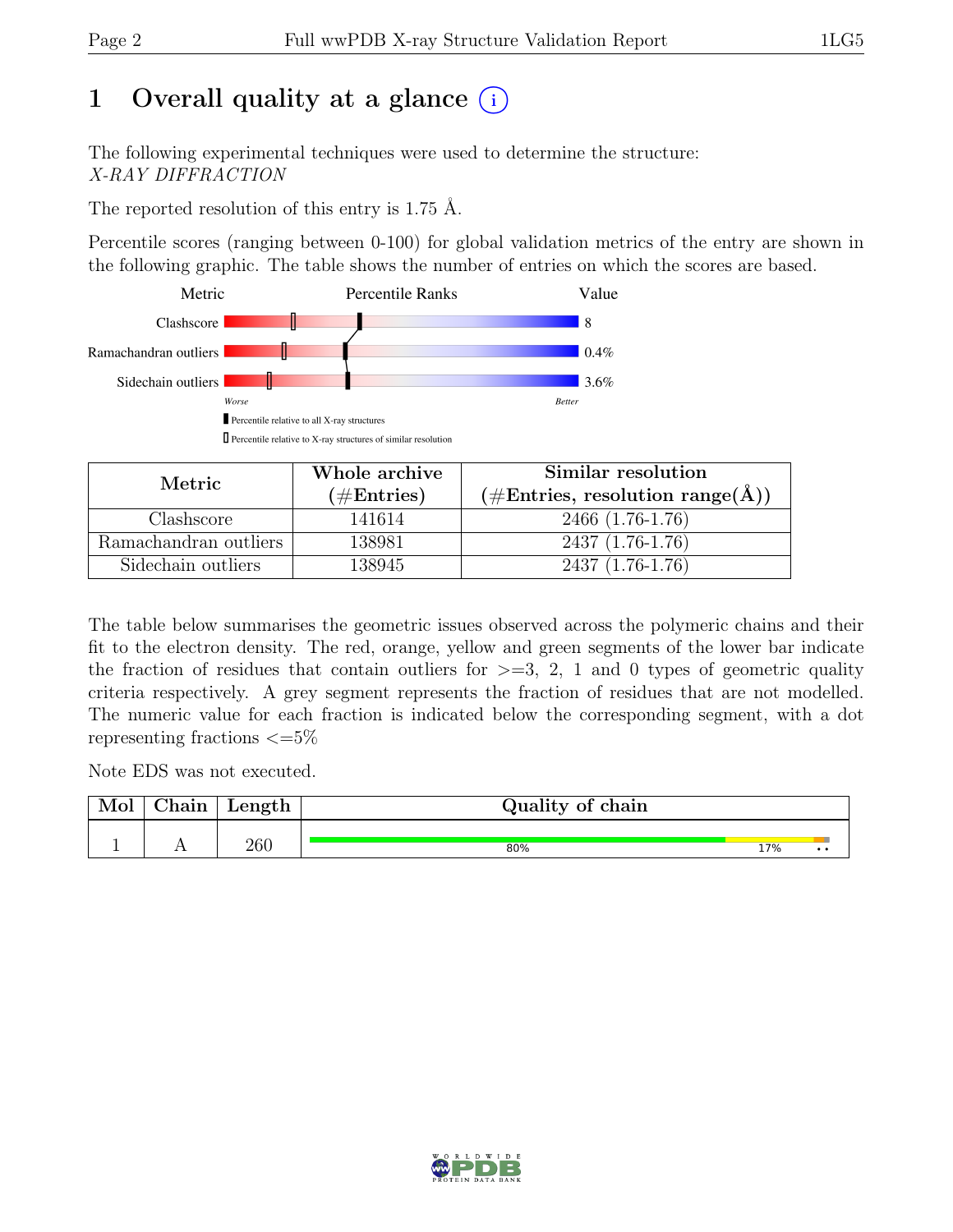# 1 Overall quality at a glance (i)

The following experimental techniques were used to determine the structure:
*X-RAY DIFFRACTION*

The reported resolution of this entry is 1.75 Å.

Percentile scores (ranging between 0-100) for global validation metrics of the entry are shown in the following graphic. The table shows the number of entries on which the scores are based.

| Metric | Value |
|---|---|
| Clashscore | 8 |
| Ramachandran outliers | 0.4% |
| Sidechain outliers | 3.6% |

Worse — Better

▮ Percentile relative to all X-ray structures
▯ Percentile relative to X-ray structures of similar resolution

| Metric | Whole archive (#Entries) | Similar resolution (#Entries, resolution range(Å)) |
|---|---|---|
| Clashscore | 141614 | 2466 (1.76-1.76) |
| Ramachandran outliers | 138981 | 2437 (1.76-1.76) |
| Sidechain outliers | 138945 | 2437 (1.76-1.76) |

The table below summarises the geometric issues observed across the polymeric chains and their fit to the electron density. The red, orange, yellow and green segments of the lower bar indicate the fraction of residues that contain outliers for >=3, 2, 1 and 0 types of geometric quality criteria respectively. A grey segment represents the fraction of residues that are not modelled. The numeric value for each fraction is indicated below the corresponding segment, with a dot representing fractions <=5%

Note EDS was not executed.

| Mol | Chain | Length | Quality of chain |
|---|---|---|---|
| 1 | A | 260 | 80% 17% • • |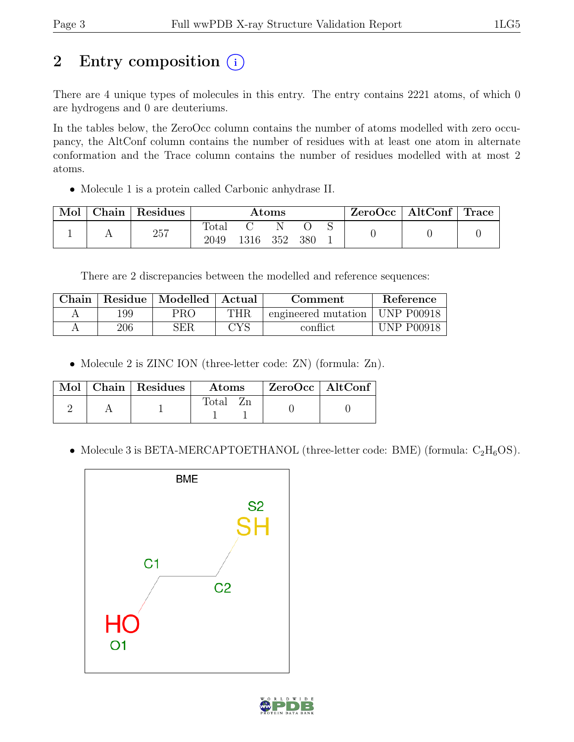# 2 Entry composition

There are 4 unique types of molecules in this entry. The entry contains 2221 atoms, of which 0 are hydrogens and 0 are deuteriums.

In the tables below, the ZeroOcc column contains the number of atoms modelled with zero occupancy, the AltConf column contains the number of residues with at least one atom in alternate conformation and the Trace column contains the number of residues modelled with at most 2 atoms.

- Molecule 1 is a protein called Carbonic anhydrase II.

| Mol | Chain | Residues | Atoms | | | | | ZeroOcc | AltConf | Trace |
|---|---|---|---|---|---|---|---|---|---|---|
| | | | Total | C | N | O | S | | | |
| 1 | A | 257 | 2049 | 1316 | 352 | 380 | 1 | 0 | 0 | 0 |

There are 2 discrepancies between the modelled and reference sequences:

| Chain | Residue | Modelled | Actual | Comment | Reference |
|---|---|---|---|---|---|
| A | 199 | PRO | THR | engineered mutation | UNP P00918 |
| A | 206 | SER | CYS | conflict | UNP P00918 |

- Molecule 2 is ZINC ION (three-letter code: ZN) (formula: Zn).

| Mol | Chain | Residues | Atoms | | ZeroOcc | AltConf |
|---|---|---|---|---|---|---|
| | | | Total | Zn | | |
| 2 | A | 1 | 1 | 1 | 0 | 0 |

- Molecule 3 is BETA-MERCAPTOETHANOL (three-letter code: BME) (formula: $C_2H_6OS$).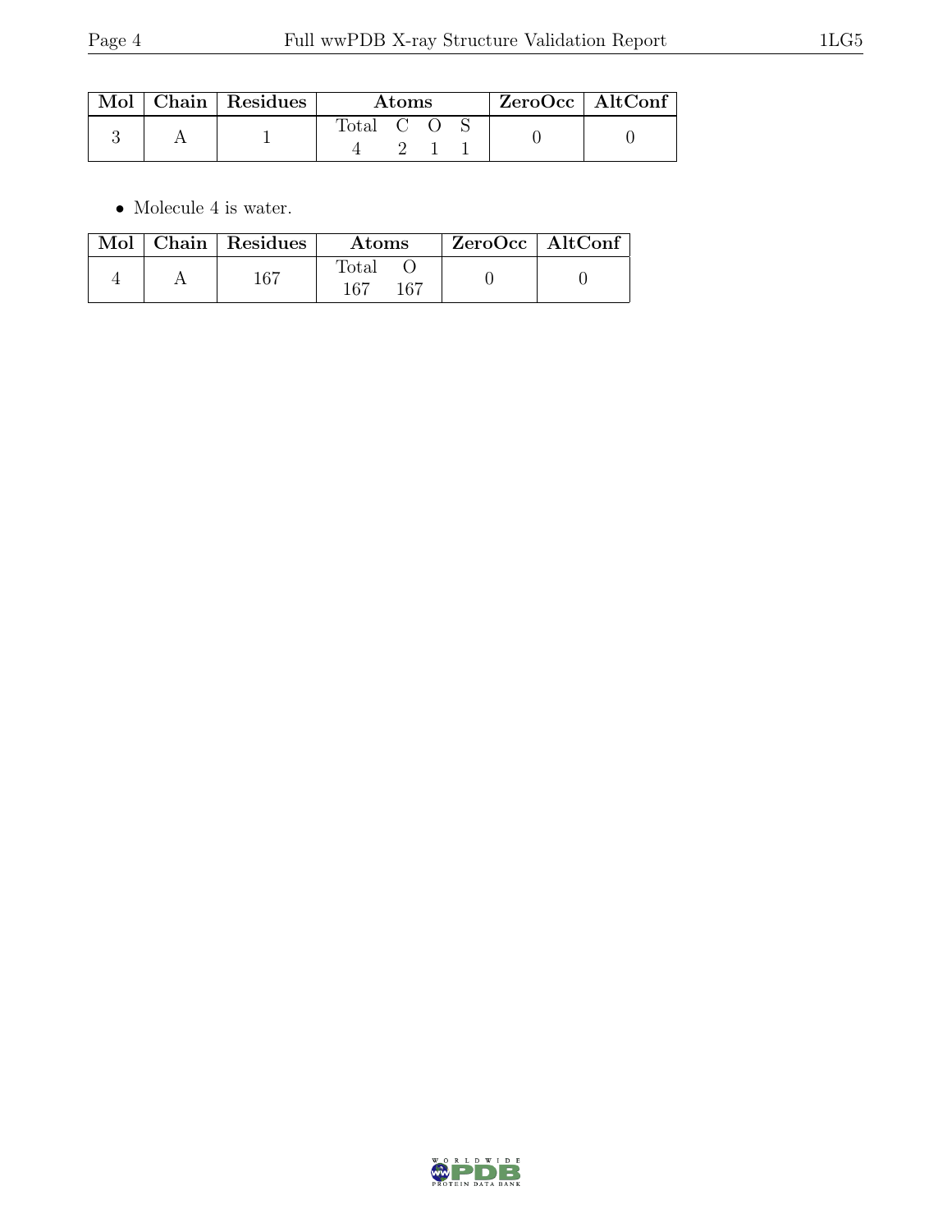| Mol | Chain | Residues | Atoms | | | | ZeroOcc | AltConf |
|---|---|---|---|---|---|---|---|---|
| 3 | A | 1 | Total | C | O | S | 0 | 0 |
| | | | 4 | 2 | 1 | 1 | | |

- Molecule 4 is water.

| Mol | Chain | Residues | Atoms | | ZeroOcc | AltConf |
|---|---|---|---|---|---|---|
| 4 | A | 167 | Total | O | 0 | 0 |
| | | | 167 | 167 | | |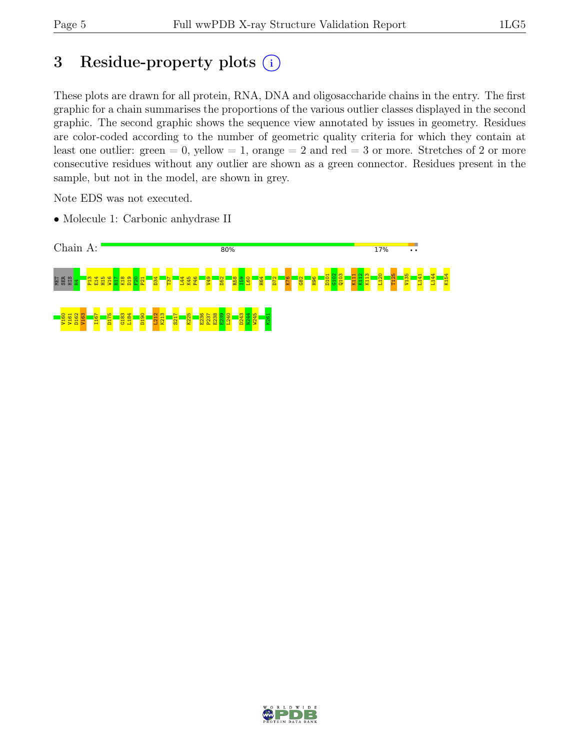# 3 Residue-property plots

These plots are drawn for all protein, RNA, DNA and oligosaccharide chains in the entry. The first graphic for a chain summarises the proportions of the various outlier classes displayed in the second graphic. The second graphic shows the sequence view annotated by issues in geometry. Residues are color-coded according to the number of geometric quality criteria for which they contain at least one outlier: green = 0, yellow = 1, orange = 2 and red = 3 or more. Stretches of 2 or more consecutive residues without any outlier are shown as a green connector. Residues present in the sample, but not in the model, are shown in grey.

Note EDS was not executed.

- Molecule 1: Carbonic anhydrase II

Chain A: 80% 17% • •

MET SER HIS H4 P13 E14 H15 W16 H17 K18 D19 F20 P21 D34 T37 L44 K45 P46 V49 D52 R58 I59 L60 H64 D72 K76 G82 H96 D101 G102 Q103 K111 K112 K113 L120 T125 V135 L141 L144 K154 V160 V161 D162 V163 I167 D175 G183 L184 D190 L212 K213 S217 K225 E236 P237 E238 E239 L240 D243 N244 W245 K261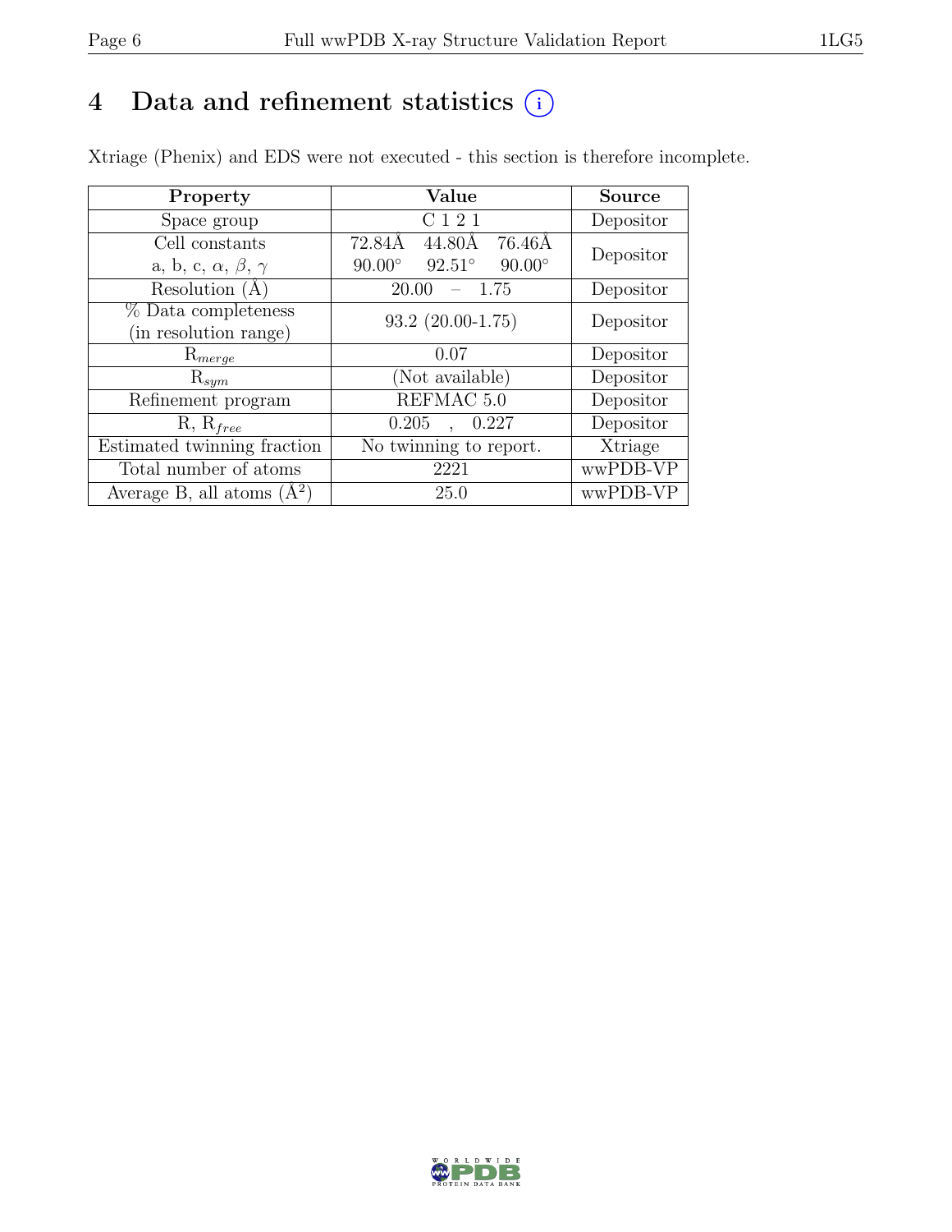# 4 Data and refinement statistics (i)

Xtriage (Phenix) and EDS were not executed - this section is therefore incomplete.

| Property | Value | Source |
|---|---|---|
| Space group | C 1 2 1 | Depositor |
| Cell constants<br>a, b, c, $\alpha$, $\beta$, $\gamma$ | 72.84Å 44.80Å 76.46Å<br>90.00° 92.51° 90.00° | Depositor |
| Resolution (Å) | 20.00 – 1.75 | Depositor |
| % Data completeness<br>(in resolution range) | 93.2 (20.00-1.75) | Depositor |
| $R_{merge}$ | 0.07 | Depositor |
| $R_{sym}$ | (Not available) | Depositor |
| Refinement program | REFMAC 5.0 | Depositor |
| R, $R_{free}$ | 0.205 , 0.227 | Depositor |
| Estimated twinning fraction | No twinning to report. | Xtriage |
| Total number of atoms | 2221 | wwPDB-VP |
| Average B, all atoms ($Å^2$) | 25.0 | wwPDB-VP |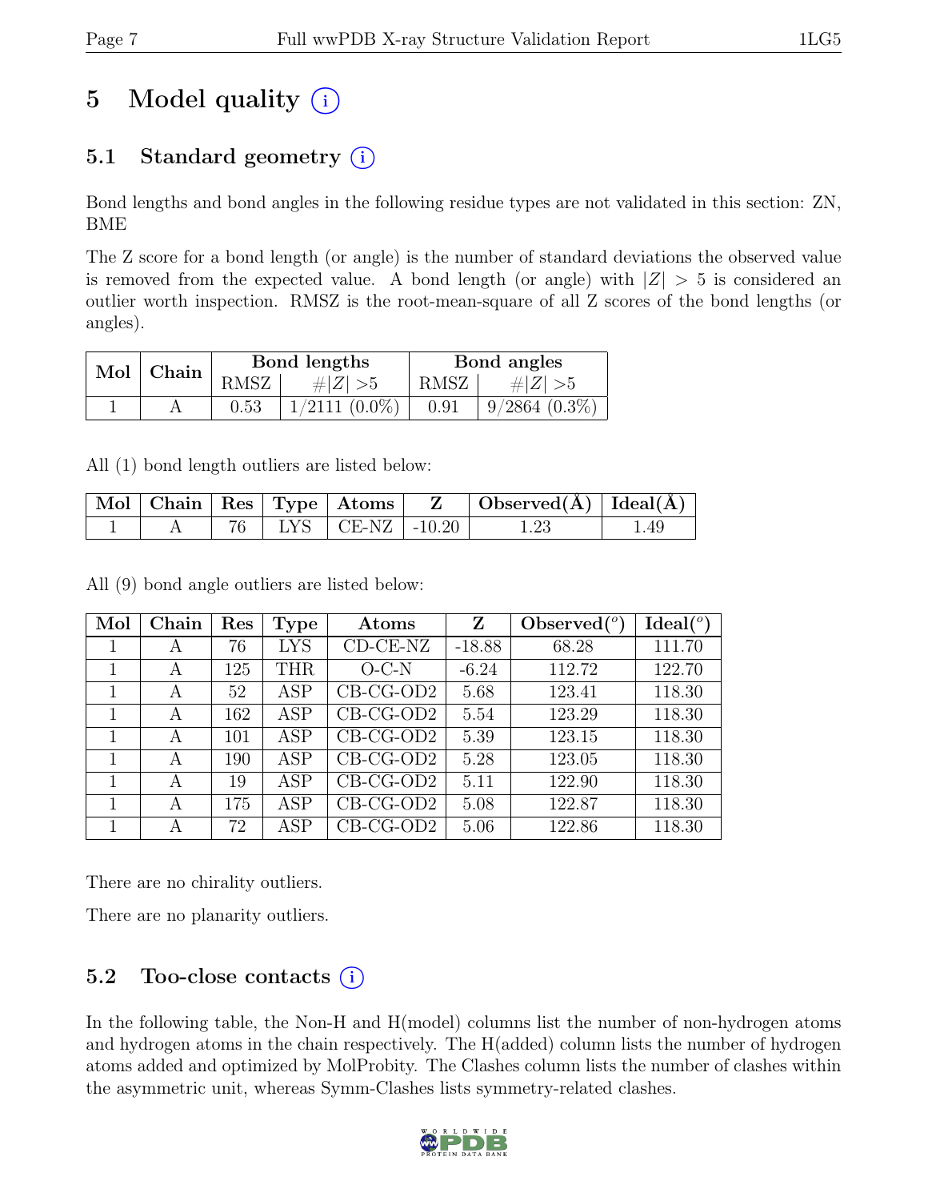# 5 Model quality (i)

## 5.1 Standard geometry (i)

Bond lengths and bond angles in the following residue types are not validated in this section: ZN, BME

The Z score for a bond length (or angle) is the number of standard deviations the observed value is removed from the expected value. A bond length (or angle) with $|Z| > 5$ is considered an outlier worth inspection. RMSZ is the root-mean-square of all Z scores of the bond lengths (or angles).

| Mol | Chain | Bond lengths | | Bond angles | |
|---|---|---|---|---|---|
| | | RMSZ | $\#\|Z\| > 5$ | RMSZ | $\#\|Z\| > 5$ |
| 1 | A | 0.53 | 1/2111 (0.0%) | 0.91 | 9/2864 (0.3%) |

All (1) bond length outliers are listed below:

| Mol | Chain | Res | Type | Atoms | Z | Observed(Å) | Ideal(Å) |
|---|---|---|---|---|---|---|---|
| 1 | A | 76 | LYS | CE-NZ | -10.20 | 1.23 | 1.49 |

All (9) bond angle outliers are listed below:

| Mol | Chain | Res | Type | Atoms | Z | Observed($^o$) | Ideal($^o$) |
|---|---|---|---|---|---|---|---|
| 1 | A | 76 | LYS | CD-CE-NZ | -18.88 | 68.28 | 111.70 |
| 1 | A | 125 | THR | O-C-N | -6.24 | 112.72 | 122.70 |
| 1 | A | 52 | ASP | CB-CG-OD2 | 5.68 | 123.41 | 118.30 |
| 1 | A | 162 | ASP | CB-CG-OD2 | 5.54 | 123.29 | 118.30 |
| 1 | A | 101 | ASP | CB-CG-OD2 | 5.39 | 123.15 | 118.30 |
| 1 | A | 190 | ASP | CB-CG-OD2 | 5.28 | 123.05 | 118.30 |
| 1 | A | 19 | ASP | CB-CG-OD2 | 5.11 | 122.90 | 118.30 |
| 1 | A | 175 | ASP | CB-CG-OD2 | 5.08 | 122.87 | 118.30 |
| 1 | A | 72 | ASP | CB-CG-OD2 | 5.06 | 122.86 | 118.30 |

There are no chirality outliers.

There are no planarity outliers.

## 5.2 Too-close contacts (i)

In the following table, the Non-H and H(model) columns list the number of non-hydrogen atoms and hydrogen atoms in the chain respectively. The H(added) column lists the number of hydrogen atoms added and optimized by MolProbity. The Clashes column lists the number of clashes within the asymmetric unit, whereas Symm-Clashes lists symmetry-related clashes.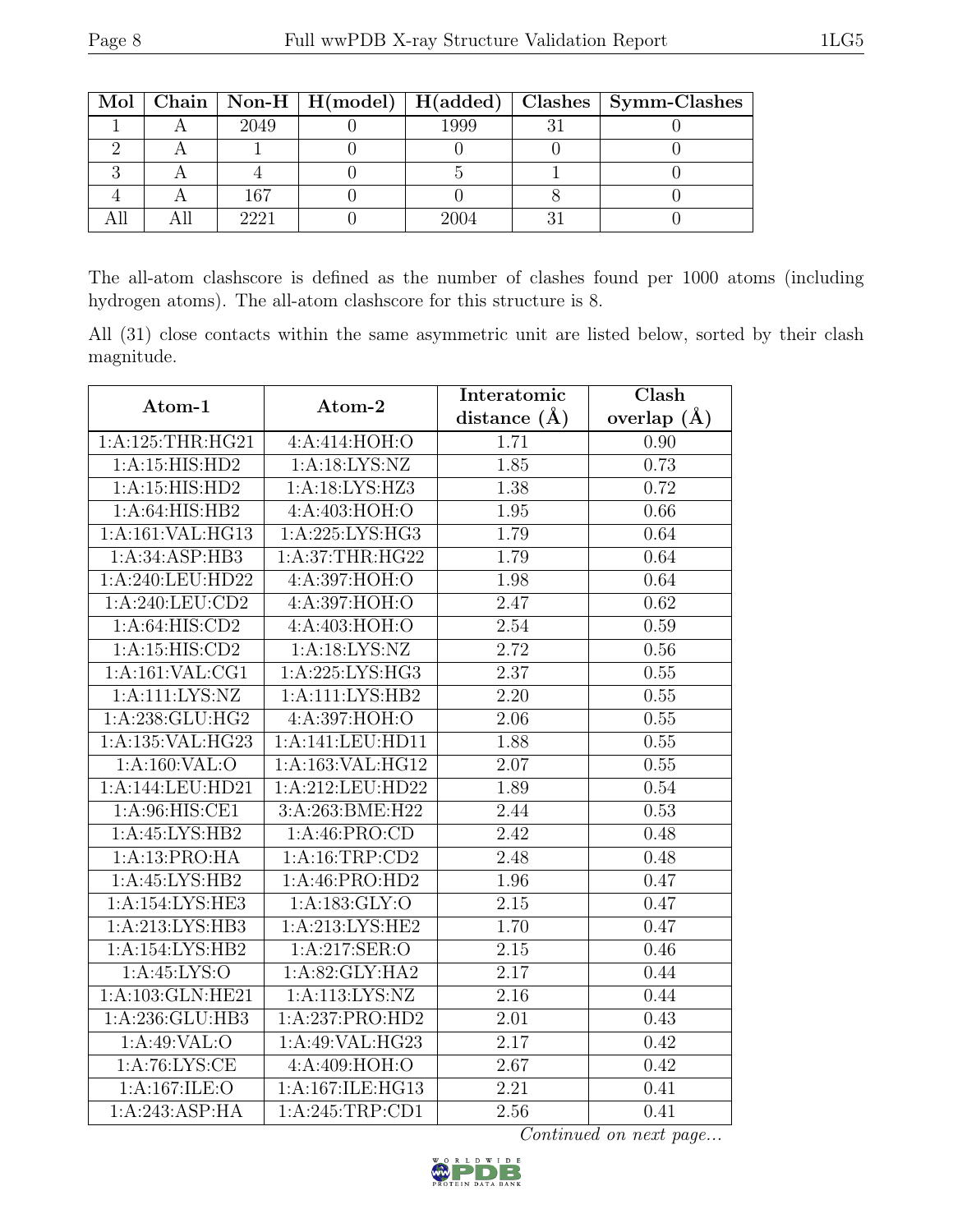| Mol | Chain | Non-H | H(model) | H(added) | Clashes | Symm-Clashes |
|---|---|---|---|---|---|---|
| 1 | A | 2049 | 0 | 1999 | 31 | 0 |
| 2 | A | 1 | 0 | 0 | 0 | 0 |
| 3 | A | 4 | 0 | 5 | 1 | 0 |
| 4 | A | 167 | 0 | 0 | 8 | 0 |
| All | All | 2221 | 0 | 2004 | 31 | 0 |

The all-atom clashscore is defined as the number of clashes found per 1000 atoms (including hydrogen atoms). The all-atom clashscore for this structure is 8.

All (31) close contacts within the same asymmetric unit are listed below, sorted by their clash magnitude.

| Atom-1 | Atom-2 | Interatomic distance (Å) | Clash overlap (Å) |
|---|---|---|---|
| 1:A:125:THR:HG21 | 4:A:414:HOH:O | 1.71 | 0.90 |
| 1:A:15:HIS:HD2 | 1:A:18:LYS:NZ | 1.85 | 0.73 |
| 1:A:15:HIS:HD2 | 1:A:18:LYS:HZ3 | 1.38 | 0.72 |
| 1:A:64:HIS:HB2 | 4:A:403:HOH:O | 1.95 | 0.66 |
| 1:A:161:VAL:HG13 | 1:A:225:LYS:HG3 | 1.79 | 0.64 |
| 1:A:34:ASP:HB3 | 1:A:37:THR:HG22 | 1.79 | 0.64 |
| 1:A:240:LEU:HD22 | 4:A:397:HOH:O | 1.98 | 0.64 |
| 1:A:240:LEU:CD2 | 4:A:397:HOH:O | 2.47 | 0.62 |
| 1:A:64:HIS:CD2 | 4:A:403:HOH:O | 2.54 | 0.59 |
| 1:A:15:HIS:CD2 | 1:A:18:LYS:NZ | 2.72 | 0.56 |
| 1:A:161:VAL:CG1 | 1:A:225:LYS:HG3 | 2.37 | 0.55 |
| 1:A:111:LYS:NZ | 1:A:111:LYS:HB2 | 2.20 | 0.55 |
| 1:A:238:GLU:HG2 | 4:A:397:HOH:O | 2.06 | 0.55 |
| 1:A:135:VAL:HG23 | 1:A:141:LEU:HD11 | 1.88 | 0.55 |
| 1:A:160:VAL:O | 1:A:163:VAL:HG12 | 2.07 | 0.55 |
| 1:A:144:LEU:HD21 | 1:A:212:LEU:HD22 | 1.89 | 0.54 |
| 1:A:96:HIS:CE1 | 3:A:263:BME:H22 | 2.44 | 0.53 |
| 1:A:45:LYS:HB2 | 1:A:46:PRO:CD | 2.42 | 0.48 |
| 1:A:13:PRO:HA | 1:A:16:TRP:CD2 | 2.48 | 0.48 |
| 1:A:45:LYS:HB2 | 1:A:46:PRO:HD2 | 1.96 | 0.47 |
| 1:A:154:LYS:HE3 | 1:A:183:GLY:O | 2.15 | 0.47 |
| 1:A:213:LYS:HB3 | 1:A:213:LYS:HE2 | 1.70 | 0.47 |
| 1:A:154:LYS:HB2 | 1:A:217:SER:O | 2.15 | 0.46 |
| 1:A:45:LYS:O | 1:A:82:GLY:HA2 | 2.17 | 0.44 |
| 1:A:103:GLN:HE21 | 1:A:113:LYS:NZ | 2.16 | 0.44 |
| 1:A:236:GLU:HB3 | 1:A:237:PRO:HD2 | 2.01 | 0.43 |
| 1:A:49:VAL:O | 1:A:49:VAL:HG23 | 2.17 | 0.42 |
| 1:A:76:LYS:CE | 4:A:409:HOH:O | 2.67 | 0.42 |
| 1:A:167:ILE:O | 1:A:167:ILE:HG13 | 2.21 | 0.41 |
| 1:A:243:ASP:HA | 1:A:245:TRP:CD1 | 2.56 | 0.41 |

*Continued on next page...*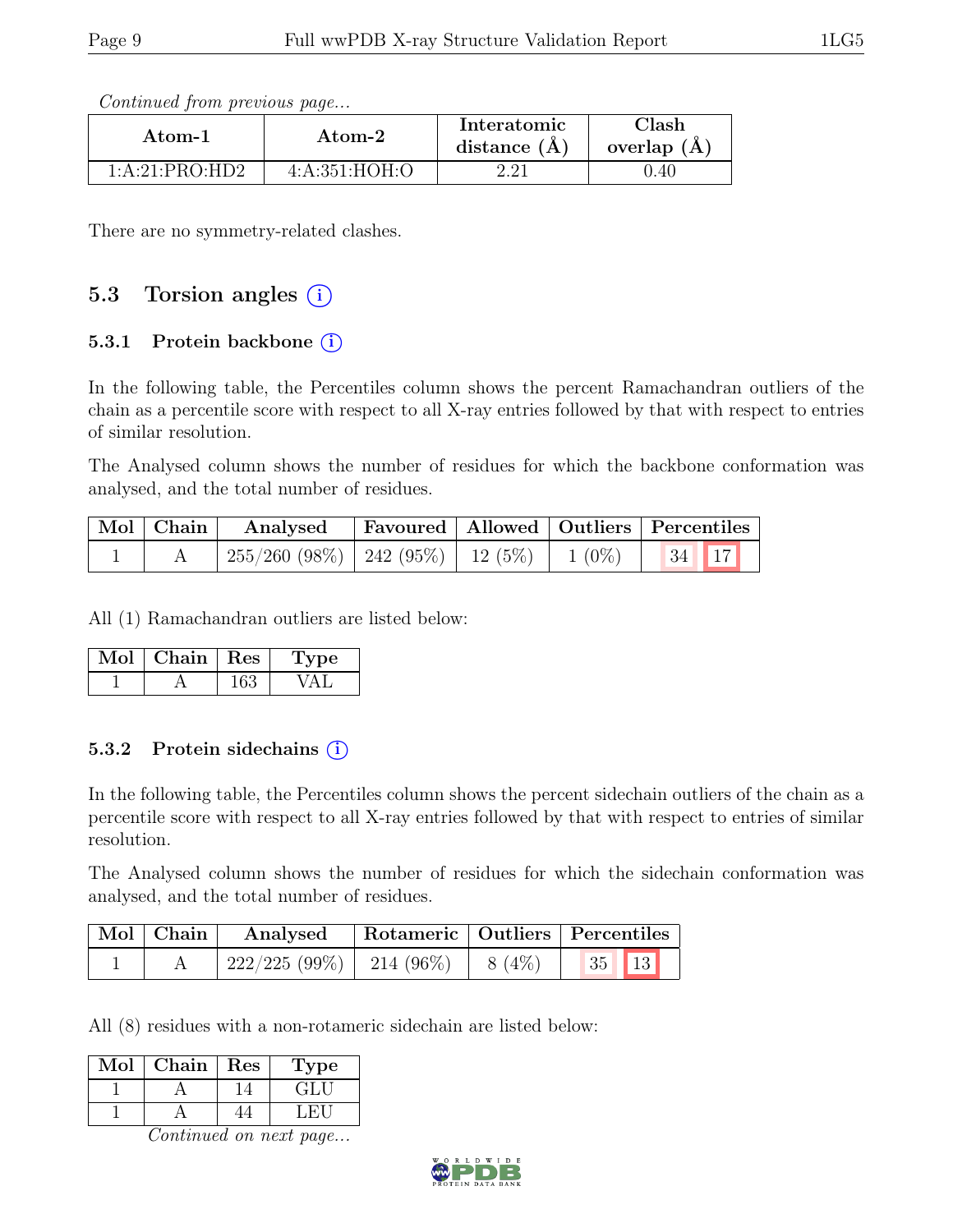*Continued from previous page...*

| Atom-1 | Atom-2 | Interatomic distance (Å) | Clash overlap (Å) |
|---|---|---|---|
| 1:A:21:PRO:HD2 | 4:A:351:HOH:O | 2.21 | 0.40 |

There are no symmetry-related clashes.

## 5.3 Torsion angles (i)

### 5.3.1 Protein backbone (i)

In the following table, the Percentiles column shows the percent Ramachandran outliers of the chain as a percentile score with respect to all X-ray entries followed by that with respect to entries of similar resolution.

The Analysed column shows the number of residues for which the backbone conformation was analysed, and the total number of residues.

| Mol | Chain | Analysed | Favoured | Allowed | Outliers | Percentiles |
|---|---|---|---|---|---|---|
| 1 | A | 255/260 (98%) | 242 (95%) | 12 (5%) | 1 (0%) | 34 17 |

All (1) Ramachandran outliers are listed below:

| Mol | Chain | Res | Type |
|---|---|---|---|
| 1 | A | 163 | VAL |

### 5.3.2 Protein sidechains (i)

In the following table, the Percentiles column shows the percent sidechain outliers of the chain as a percentile score with respect to all X-ray entries followed by that with respect to entries of similar resolution.

The Analysed column shows the number of residues for which the sidechain conformation was analysed, and the total number of residues.

| Mol | Chain | Analysed | Rotameric | Outliers | Percentiles |
|---|---|---|---|---|---|
| 1 | A | 222/225 (99%) | 214 (96%) | 8 (4%) | 35 13 |

All (8) residues with a non-rotameric sidechain are listed below:

| Mol | Chain | Res | Type |
|---|---|---|---|
| 1 | A | 14 | GLU |
| 1 | A | 44 | LEU |

*Continued on next page...*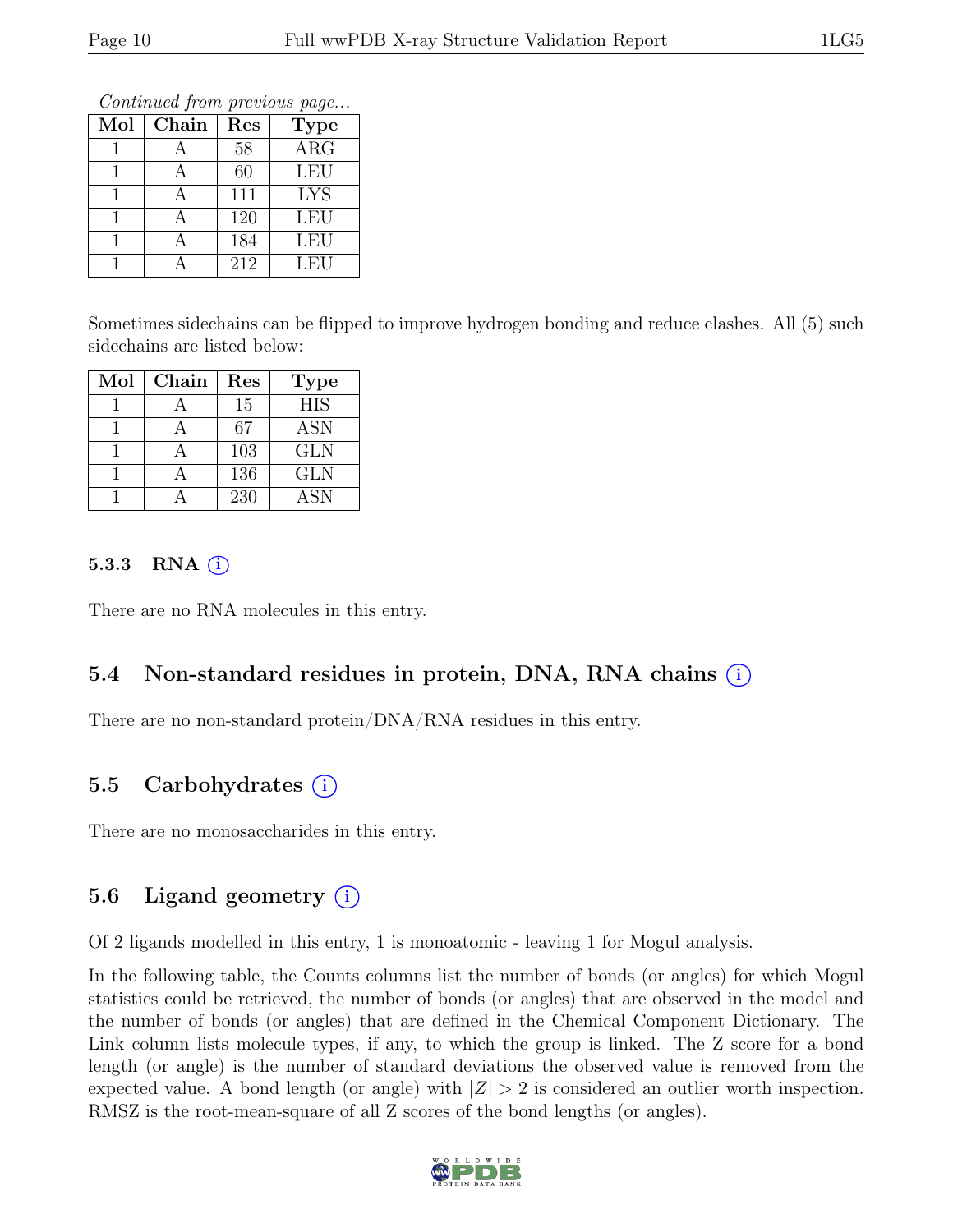*Continued from previous page...*

| Mol | Chain | Res | Type |
|---|---|---|---|
| 1 | A | 58 | ARG |
| 1 | A | 60 | LEU |
| 1 | A | 111 | LYS |
| 1 | A | 120 | LEU |
| 1 | A | 184 | LEU |
| 1 | A | 212 | LEU |

Sometimes sidechains can be flipped to improve hydrogen bonding and reduce clashes. All (5) such sidechains are listed below:

| Mol | Chain | Res | Type |
|---|---|---|---|
| 1 | A | 15 | HIS |
| 1 | A | 67 | ASN |
| 1 | A | 103 | GLN |
| 1 | A | 136 | GLN |
| 1 | A | 230 | ASN |

#### 5.3.3 RNA

There are no RNA molecules in this entry.

### 5.4 Non-standard residues in protein, DNA, RNA chains

There are no non-standard protein/DNA/RNA residues in this entry.

### 5.5 Carbohydrates

There are no monosaccharides in this entry.

### 5.6 Ligand geometry

Of 2 ligands modelled in this entry, 1 is monoatomic - leaving 1 for Mogul analysis.

In the following table, the Counts columns list the number of bonds (or angles) for which Mogul statistics could be retrieved, the number of bonds (or angles) that are observed in the model and the number of bonds (or angles) that are defined in the Chemical Component Dictionary. The Link column lists molecule types, if any, to which the group is linked. The Z score for a bond length (or angle) is the number of standard deviations the observed value is removed from the expected value. A bond length (or angle) with $|Z| > 2$ is considered an outlier worth inspection. RMSZ is the root-mean-square of all Z scores of the bond lengths (or angles).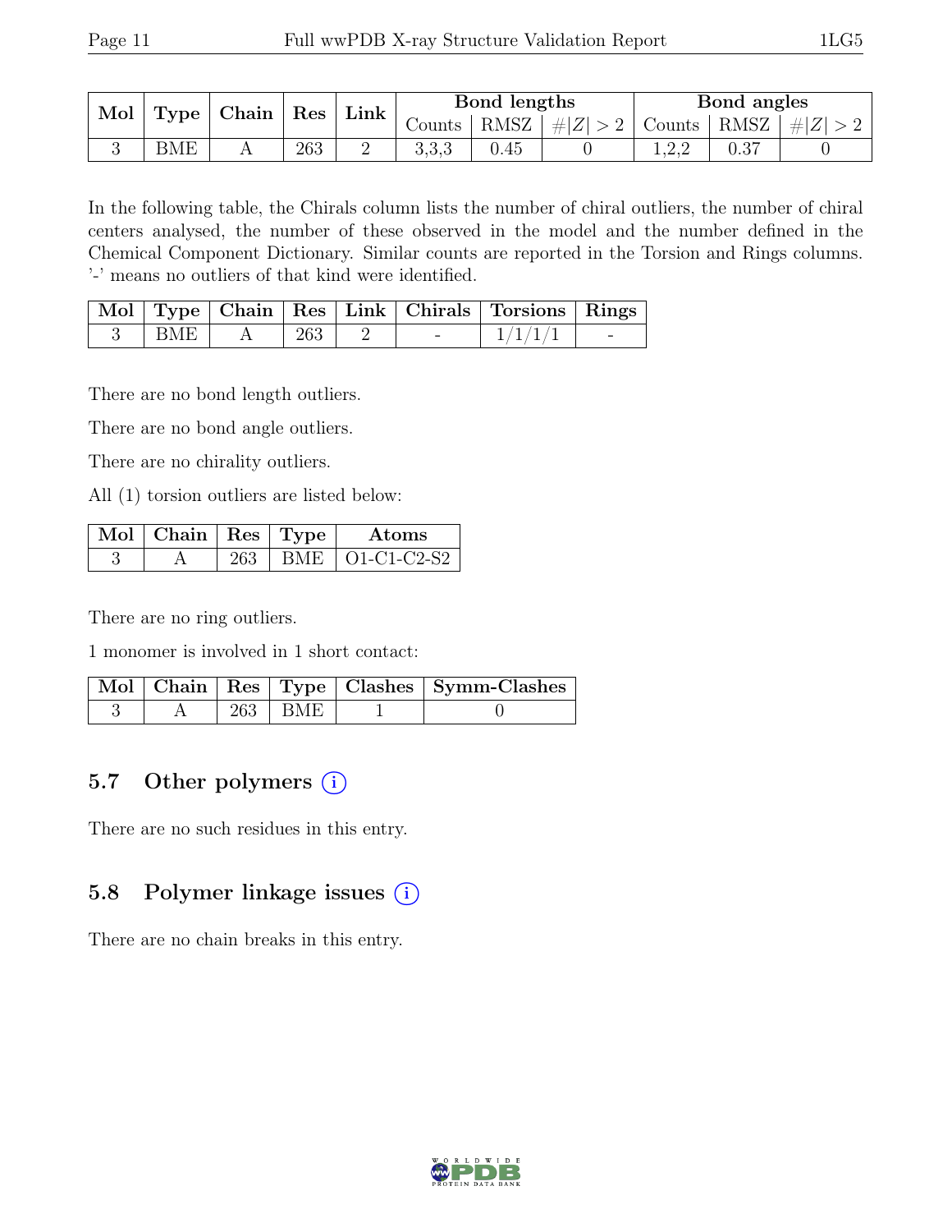| Mol | Type | Chain | Res | Link | Bond lengths | | | Bond angles | | |
|---|---|---|---|---|---|---|---|---|---|---|
| | | | | | Counts | RMSZ | #\|Z\| > 2 | Counts | RMSZ | #\|Z\| > 2 |
| 3 | BME | A | 263 | 2 | 3,3,3 | 0.45 | 0 | 1,2,2 | 0.37 | 0 |

In the following table, the Chirals column lists the number of chiral outliers, the number of chiral centers analysed, the number of these observed in the model and the number defined in the Chemical Component Dictionary. Similar counts are reported in the Torsion and Rings columns. '-' means no outliers of that kind were identified.

| Mol | Type | Chain | Res | Link | Chirals | Torsions | Rings |
|---|---|---|---|---|---|---|---|
| 3 | BME | A | 263 | 2 | - | 1/1/1/1 | - |

There are no bond length outliers.

There are no bond angle outliers.

There are no chirality outliers.

All (1) torsion outliers are listed below:

| Mol | Chain | Res | Type | Atoms |
|---|---|---|---|---|
| 3 | A | 263 | BME | O1-C1-C2-S2 |

There are no ring outliers.

1 monomer is involved in 1 short contact:

| Mol | Chain | Res | Type | Clashes | Symm-Clashes |
|---|---|---|---|---|---|
| 3 | A | 263 | BME | 1 | 0 |

## 5.7 Other polymers (i)

There are no such residues in this entry.

## 5.8 Polymer linkage issues (i)

There are no chain breaks in this entry.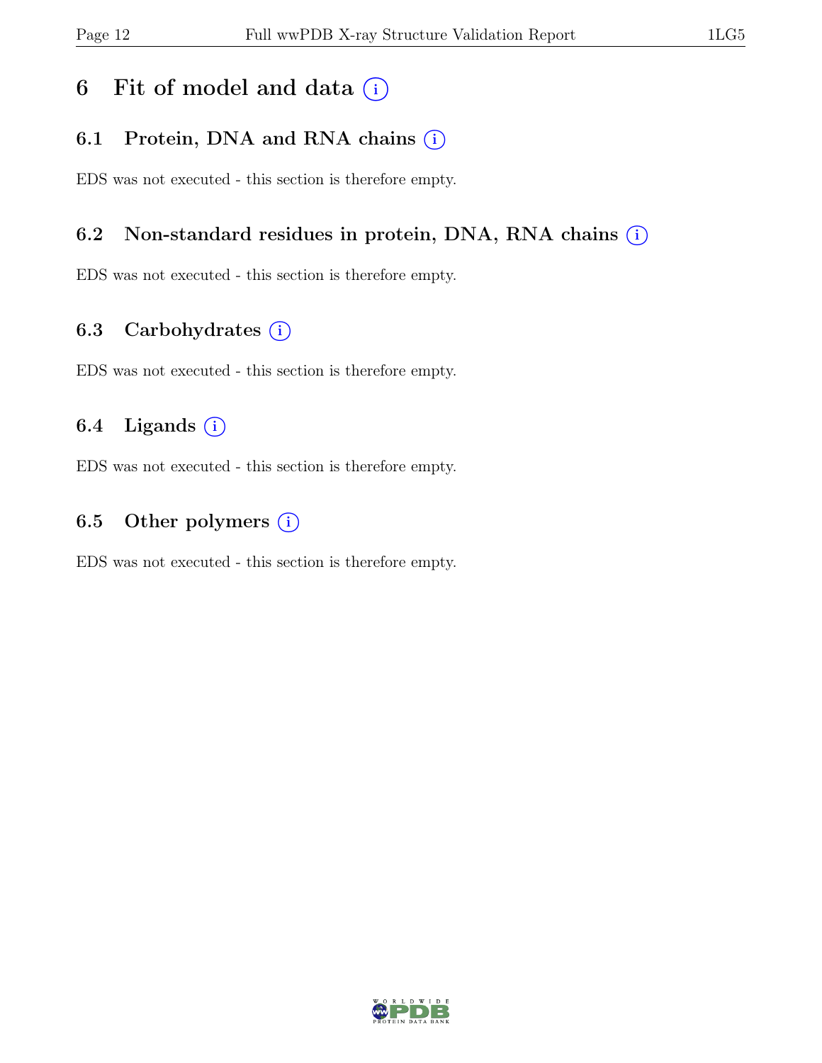# 6 Fit of model and data

## 6.1 Protein, DNA and RNA chains

EDS was not executed - this section is therefore empty.

## 6.2 Non-standard residues in protein, DNA, RNA chains

EDS was not executed - this section is therefore empty.

## 6.3 Carbohydrates

EDS was not executed - this section is therefore empty.

## 6.4 Ligands

EDS was not executed - this section is therefore empty.

## 6.5 Other polymers

EDS was not executed - this section is therefore empty.